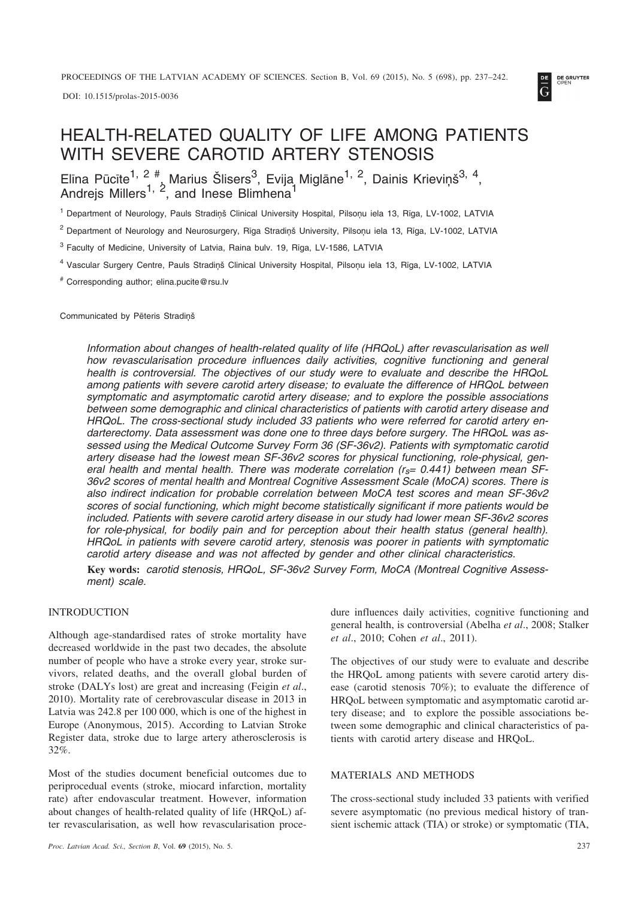# HEALTH-RELATED QUALITY OF LIFE AMONG PATIENTS WITH SEVERE CAROTID ARTERY STENOSIS

Elīna Pūcīte[1, 2 #], Marius Šlisers[3], Evija Miglāne[1, 2], Dainis Krieviņš[3, 4], Andrejs Millers[1, 2], and Inese Blimhena[1]

[1] Department of Neurology, Pauls Stradiņš Clinical University Hospital, Pilsoņu iela 13, Rīga, LV-1002, LATVIA

[2] Department of Neurology and Neurosurgery, Rīga Stradiņš University, Pilsoņu iela 13, Rīga, LV-1002, LATVIA

[3] Faculty of Medicine, University of Latvia, Raina bulv. 19, Rīga, LV-1586, LATVIA

[4] Vascular Surgery Centre, Pauls Stradiņš Clinical University Hospital, Pilsoņu iela 13, Rīga, LV-1002, LATVIA

[#] Corresponding author; elina.pucite@rsu.lv

Communicated by Pēteris Stradiņš

*Information about changes of health-related quality of life (HRQoL) after revascularisation as well how revascularisation procedure influences daily activities, cognitive functioning and general health is controversial. The objectives of our study were to evaluate and describe the HRQoL among patients with severe carotid artery disease; to evaluate the difference of HRQoL between symptomatic and asymptomatic carotid artery disease; and to explore the possible associations between some demographic and clinical characteristics of patients with carotid artery disease and HRQoL. The cross-sectional study included 33 patients who were referred for carotid artery endarterectomy. Data assessment was done one to three days before surgery. The HRQoL was assessed using the Medical Outcome Survey Form 36 (SF-36v2). Patients with symptomatic carotid artery disease had the lowest mean SF-36v2 scores for physical functioning, role-physical, general health and mental health. There was moderate correlation ($r_S$= 0.441) between mean SF-36v2 scores of mental health and Montreal Cognitive Assessment Scale (MoCA) scores. There is also indirect indication for probable correlation between MoCA test scores and mean SF-36v2 scores of social functioning, which might become statistically significant if more patients would be included. Patients with severe carotid artery disease in our study had lower mean SF-36v2 scores for role-physical, for bodily pain and for perception about their health status (general health). HRQoL in patients with severe carotid artery, stenosis was poorer in patients with symptomatic carotid artery disease and was not affected by gender and other clinical characteristics.*

**Key words:** *carotid stenosis, HRQoL, SF-36v2 Survey Form, MoCA (Montreal Cognitive Assessment) scale.*

## INTRODUCTION

Although age-standardised rates of stroke mortality have decreased worldwide in the past two decades, the absolute number of people who have a stroke every year, stroke survivors, related deaths, and the overall global burden of stroke (DALYs lost) are great and increasing (Feigin *et al*., 2010). Mortality rate of cerebrovascular disease in 2013 in Latvia was 242.8 per 100 000, which is one of the highest in Europe (Anonymous, 2015). According to Latvian Stroke Register data, stroke due to large artery atherosclerosis is 32%.

Most of the studies document beneficial outcomes due to periprocedual events (stroke, miocard infarction, mortality rate) after endovascular treatment. However, information about changes of health-related quality of life (HRQoL) after revascularisation, as well how revascularisation procedure influences daily activities, cognitive functioning and general health, is controversial (Abelha *et al*., 2008; Stalker *et al*., 2010; Cohen *et al*., 2011).

The objectives of our study were to evaluate and describe the HRQoL among patients with severe carotid artery disease (carotid stenosis 70%); to evaluate the difference of HRQoL between symptomatic and asymptomatic carotid artery disease; and to explore the possible associations between some demographic and clinical characteristics of patients with carotid artery disease and HRQoL.

## MATERIALS AND METHODS

The cross-sectional study included 33 patients with verified severe asymptomatic (no previous medical history of transient ischemic attack (TIA) or stroke) or symptomatic (TIA,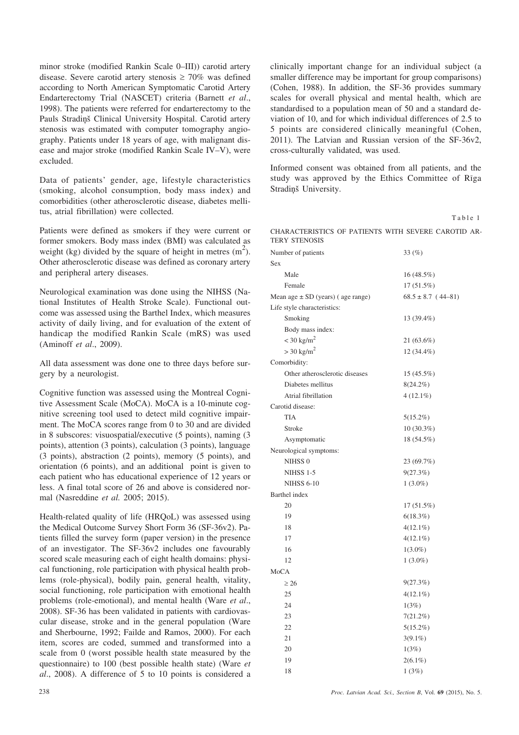minor stroke (modified Rankin Scale 0–III)) carotid artery disease. Severe carotid artery stenosis ≥ 70% was defined according to North American Symptomatic Carotid Artery Endarterectomy Trial (NASCET) criteria (Barnett *et al*., 1998). The patients were referred for endarterectomy to the Pauls Stradiņš Clinical University Hospital. Carotid artery stenosis was estimated with computer tomography angiography. Patients under 18 years of age, with malignant disease and major stroke (modified Rankin Scale IV–V), were excluded.

Data of patients' gender, age, lifestyle characteristics (smoking, alcohol consumption, body mass index) and comorbidities (other atherosclerotic disease, diabetes mellitus, atrial fibrillation) were collected.

Patients were defined as smokers if they were current or former smokers. Body mass index (BMI) was calculated as weight (kg) divided by the square of height in metres ($m^2$). Other atherosclerotic disease was defined as coronary artery and peripheral artery diseases.

Neurological examination was done using the NIHSS (National Institutes of Health Stroke Scale). Functional outcome was assessed using the Barthel Index, which measures activity of daily living, and for evaluation of the extent of handicap the modified Rankin Scale (mRS) was used (Aminoff *et al*., 2009).

All data assessment was done one to three days before surgery by a neurologist.

Cognitive function was assessed using the Montreal Cognitive Assessment Scale (MoCA). MoCA is a 10-minute cognitive screening tool used to detect mild cognitive impairment. The MoCA scores range from 0 to 30 and are divided in 8 subscores: visuospatial/executive (5 points), naming (3 points), attention (3 points), calculation (3 points), language (3 points), abstraction (2 points), memory (5 points), and orientation (6 points), and an additional point is given to each patient who has educational experience of 12 years or less. A final total score of 26 and above is considered normal (Nasreddine *et al.* 2005; 2015).

Health-related quality of life (HRQoL) was assessed using the Medical Outcome Survey Short Form 36 (SF-36v2). Patients filled the survey form (paper version) in the presence of an investigator. The SF-36v2 includes one favourably scored scale measuring each of eight health domains: physical functioning, role participation with physical health problems (role-physical), bodily pain, general health, vitality, social functioning, role participation with emotional health problems (role-emotional), and mental health (Ware *et al*., 2008). SF-36 has been validated in patients with cardiovascular disease, stroke and in the general population (Ware and Sherbourne, 1992; Failde and Ramos, 2000). For each item, scores are coded, summed and transformed into a scale from 0 (worst possible health state measured by the questionnaire) to 100 (best possible health state) (Ware *et al*., 2008). A difference of 5 to 10 points is considered a clinically important change for an individual subject (a smaller difference may be important for group comparisons) (Cohen, 1988). In addition, the SF-36 provides summary scales for overall physical and mental health, which are standardised to a population mean of 50 and a standard deviation of 10, and for which individual differences of 2.5 to 5 points are considered clinically meaningful (Cohen, 2011). The Latvian and Russian version of the SF-36v2, cross-culturally validated, was used.

Informed consent was obtained from all patients, and the study was approved by the Ethics Committee of Rīga Stradiņš University.

Table 1

CHARACTERISTICS OF PATIENTS WITH SEVERE CAROTID ARTERY STENOSIS

| | |
|---|---|
| Number of patients | 33 (%) |
| Sex | |
| Male | 16 (48.5%) |
| Female | 17 (51.5%) |
| Mean age ± SD (years) ( age range) | 68.5 ± 8.7 ( 44–81) |
| Life style characteristics: | |
| Smoking | 13 (39.4%) |
| Body mass index: | |
| < 30 kg/m$^2$ | 21 (63.6%) |
| > 30 kg/m$^2$ | 12 (34.4%) |
| Comorbidity: | |
| Other atherosclerotic diseases | 15 (45.5%) |
| Diabetes mellitus | 8(24.2%) |
| Atrial fibrillation | 4 (12.1%) |
| Carotid disease: | |
| TIA | 5(15.2%) |
| Stroke | 10 (30.3%) |
| Asymptomatic | 18 (54.5%) |
| Neurological symptoms: | |
| NIHSS 0 | 23 (69.7%) |
| NIHSS 1-5 | 9(27.3%) |
| NIHSS 6-10 | 1 (3.0%) |
| Barthel index | |
| 20 | 17 (51.5%) |
| 19 | 6(18.3%) |
| 18 | 4(12.1%) |
| 17 | 4(12.1%) |
| 16 | 1(3.0%) |
| 12 | 1 (3.0%) |
| MoCA | |
| ≥ 26 | 9(27.3%) |
| 25 | 4(12.1%) |
| 24 | 1(3%) |
| 23 | 7(21.2%) |
| 22 | 5(15.2%) |
| 21 | 3(9.1%) |
| 20 | 1(3%) |
| 19 | 2(6.1%) |
| 18 | 1 (3%) |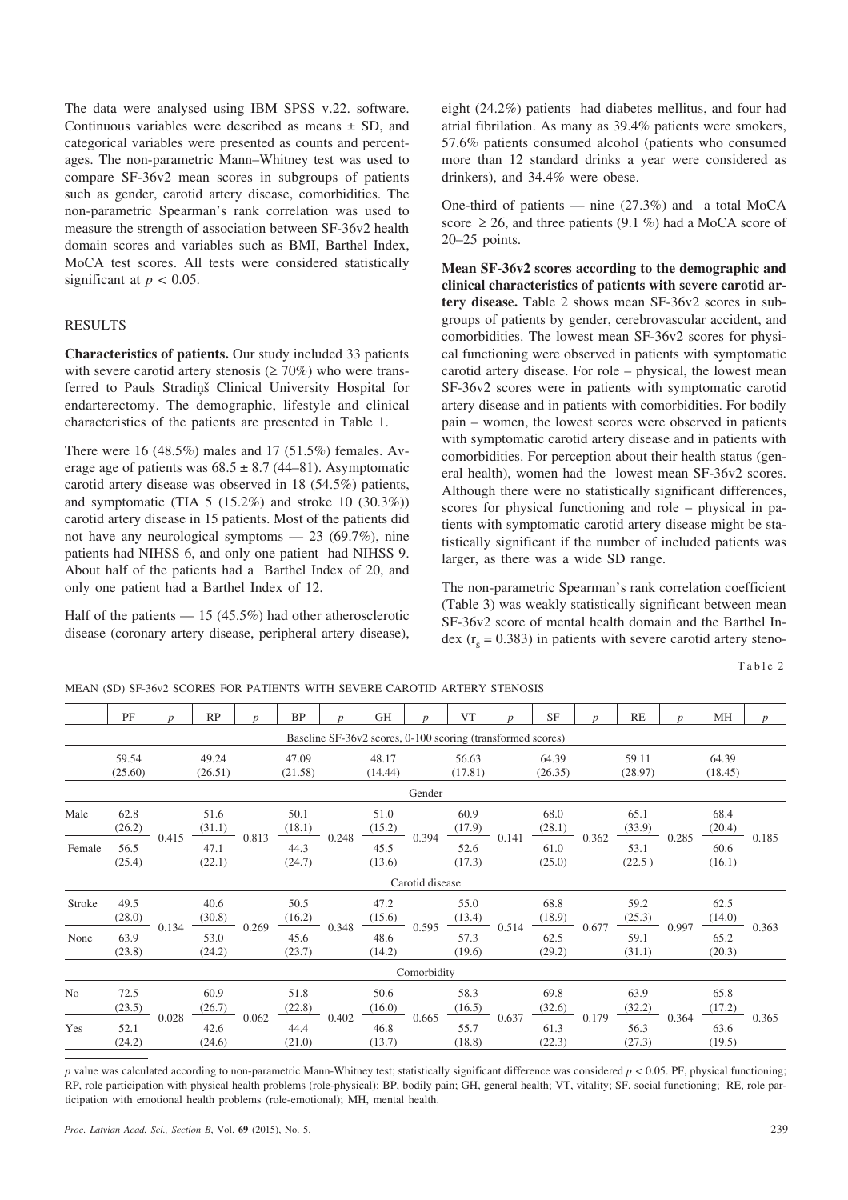The data were analysed using IBM SPSS v.22. software. Continuous variables were described as means ± SD, and categorical variables were presented as counts and percentages. The non-parametric Mann–Whitney test was used to compare SF-36v2 mean scores in subgroups of patients such as gender, carotid artery disease, comorbidities. The non-parametric Spearman's rank correlation was used to measure the strength of association between SF-36v2 health domain scores and variables such as BMI, Barthel Index, MoCA test scores. All tests were considered statistically significant at $p < 0.05$.

## RESULTS

**Characteristics of patients.** Our study included 33 patients with severe carotid artery stenosis (≥ 70%) who were transferred to Pauls Stradiņš Clinical University Hospital for endarterectomy. The demographic, lifestyle and clinical characteristics of the patients are presented in Table 1.

There were 16 (48.5%) males and 17 (51.5%) females. Average age of patients was 68.5 ± 8.7 (44–81). Asymptomatic carotid artery disease was observed in 18 (54.5%) patients, and symptomatic (TIA 5 (15.2%) and stroke 10 (30.3%)) carotid artery disease in 15 patients. Most of the patients did not have any neurological symptoms — 23 (69.7%), nine patients had NIHSS 6, and only one patient had NIHSS 9. About half of the patients had a Barthel Index of 20, and only one patient had a Barthel Index of 12.

Half of the patients — 15 (45.5%) had other atherosclerotic disease (coronary artery disease, peripheral artery disease), eight (24.2%) patients had diabetes mellitus, and four had atrial fibrilation. As many as 39.4% patients were smokers, 57.6% patients consumed alcohol (patients who consumed more than 12 standard drinks a year were considered as drinkers), and 34.4% were obese.

One-third of patients — nine (27.3%) and a total MoCA score ≥ 26, and three patients (9.1 %) had a MoCA score of 20–25 points.

**Mean SF-36v2 scores according to the demographic and clinical characteristics of patients with severe carotid artery disease.** Table 2 shows mean SF-36v2 scores in subgroups of patients by gender, cerebrovascular accident, and comorbidities. The lowest mean SF-36v2 scores for physical functioning were observed in patients with symptomatic carotid artery disease. For role – physical, the lowest mean SF-36v2 scores were in patients with symptomatic carotid artery disease and in patients with comorbidities. For bodily pain – women, the lowest scores were observed in patients with symptomatic carotid artery disease and in patients with comorbidities. For perception about their health status (general health), women had the lowest mean SF-36v2 scores. Although there were no statistically significant differences, scores for physical functioning and role – physical in patients with symptomatic carotid artery disease might be statistically significant if the number of included patients was larger, as there was a wide SD range.

The non-parametric Spearman's rank correlation coefficient (Table 3) was weakly statistically significant between mean SF-36v2 score of mental health domain and the Barthel Index ($r_s = 0.383$) in patients with severe carotid artery steno-

Table 2

MEAN (SD) SF-36v2 SCORES FOR PATIENTS WITH SEVERE CAROTID ARTERY STENOSIS

| | PF | *p* | RP | *p* | BP | *p* | GH | *p* | VT | *p* | SF | *p* | RE | *p* | MH | *p* |
|---|---|---|---|---|---|---|---|---|---|---|---|---|---|---|---|---|
| Baseline SF-36v2 scores, 0-100 scoring (transformed scores) | | | | | | | | | | | | | | | | |
| | 59.54 (25.60) | | 49.24 (26.51) | | 47.09 (21.58) | | 48.17 (14.44) | | 56.63 (17.81) | | 64.39 (26.35) | | 59.11 (28.97) | | 64.39 (18.45) | |
| Gender | | | | | | | | | | | | | | | | |
| Male | 62.8 (26.2) | 0.415 | 51.6 (31.1) | 0.813 | 50.1 (18.1) | 0.248 | 51.0 (15.2) | 0.394 | 60.9 (17.9) | 0.141 | 68.0 (28.1) | 0.362 | 65.1 (33.9) | 0.285 | 68.4 (20.4) | 0.185 |
| Female | 56.5 (25.4) | | 47.1 (22.1) | | 44.3 (24.7) | | 45.5 (13.6) | | 52.6 (17.3) | | 61.0 (25.0) | | 53.1 (22.5) | | 60.6 (16.1) | |
| Carotid disease | | | | | | | | | | | | | | | | |
| Stroke | 49.5 (28.0) | 0.134 | 40.6 (30.8) | 0.269 | 50.5 (16.2) | 0.348 | 47.2 (15.6) | 0.595 | 55.0 (13.4) | 0.514 | 68.8 (18.9) | 0.677 | 59.2 (25.3) | 0.997 | 62.5 (14.0) | 0.363 |
| None | 63.9 (23.8) | | 53.0 (24.2) | | 45.6 (23.7) | | 48.6 (14.2) | | 57.3 (19.6) | | 62.5 (29.2) | | 59.1 (31.1) | | 65.2 (20.3) | |
| Comorbidity | | | | | | | | | | | | | | | | |
| No | 72.5 (23.5) | 0.028 | 60.9 (26.7) | 0.062 | 51.8 (22.8) | 0.402 | 50.6 (16.0) | 0.665 | 58.3 (16.5) | 0.637 | 69.8 (32.6) | 0.179 | 63.9 (32.2) | 0.364 | 65.8 (17.2) | 0.365 |
| Yes | 52.1 (24.2) | | 42.6 (24.6) | | 44.4 (21.0) | | 46.8 (13.7) | | 55.7 (18.8) | | 61.3 (22.3) | | 56.3 (27.3) | | 63.6 (19.5) | |

*p* value was calculated according to non-parametric Mann-Whitney test; statistically significant difference was considered $p < 0.05$. PF, physical functioning; RP, role participation with physical health problems (role-physical); BP, bodily pain; GH, general health; VT, vitality; SF, social functioning; RE, role participation with emotional health problems (role-emotional); MH, mental health.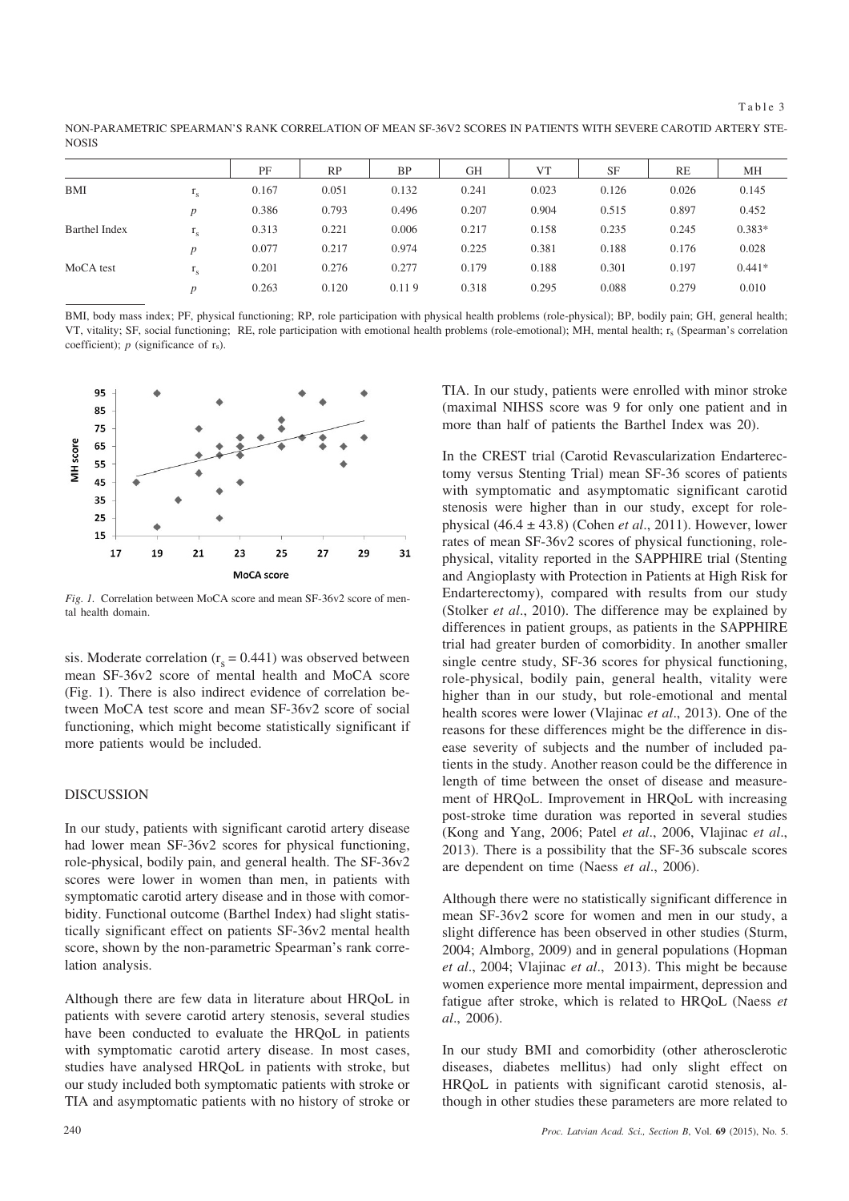Table 3

NON-PARAMETRIC SPEARMAN'S RANK CORRELATION OF MEAN SF-36V2 SCORES IN PATIENTS WITH SEVERE CAROTID ARTERY STENOSIS

| | | PF | RP | BP | GH | VT | SF | RE | MH |
|---|---|---|---|---|---|---|---|---|---|
| BMI | $r_s$ | 0.167 | 0.051 | 0.132 | 0.241 | 0.023 | 0.126 | 0.026 | 0.145 |
| | $p$ | 0.386 | 0.793 | 0.496 | 0.207 | 0.904 | 0.515 | 0.897 | 0.452 |
| Barthel Index | $r_s$ | 0.313 | 0.221 | 0.006 | 0.217 | 0.158 | 0.235 | 0.245 | 0.383* |
| | $p$ | 0.077 | 0.217 | 0.974 | 0.225 | 0.381 | 0.188 | 0.176 | 0.028 |
| MoCA test | $r_s$ | 0.201 | 0.276 | 0.277 | 0.179 | 0.188 | 0.301 | 0.197 | 0.441* |
| | $p$ | 0.263 | 0.120 | 0.11 9 | 0.318 | 0.295 | 0.088 | 0.279 | 0.010 |

BMI, body mass index; PF, physical functioning; RP, role participation with physical health problems (role-physical); BP, bodily pain; GH, general health; VT, vitality; SF, social functioning; RE, role participation with emotional health problems (role-emotional); MH, mental health; $r_s$ (Spearman's correlation coefficient); $p$ (significance of $r_s$).

*Fig. 1.* Correlation between MoCA score and mean SF-36v2 score of mental health domain.

sis. Moderate correlation ($r_s = 0.441$) was observed between mean SF-36v2 score of mental health and MoCA score (Fig. 1). There is also indirect evidence of correlation between MoCA test score and mean SF-36v2 score of social functioning, which might become statistically significant if more patients would be included.

## DISCUSSION

In our study, patients with significant carotid artery disease had lower mean SF-36v2 scores for physical functioning, role-physical, bodily pain, and general health. The SF-36v2 scores were lower in women than men, in patients with symptomatic carotid artery disease and in those with comorbidity. Functional outcome (Barthel Index) had slight statistically significant effect on patients SF-36v2 mental health score, shown by the non-parametric Spearman's rank correlation analysis.

Although there are few data in literature about HRQoL in patients with severe carotid artery stenosis, several studies have been conducted to evaluate the HRQoL in patients with symptomatic carotid artery disease. In most cases, studies have analysed HRQoL in patients with stroke, but our study included both symptomatic patients with stroke or TIA and asymptomatic patients with no history of stroke or TIA. In our study, patients were enrolled with minor stroke (maximal NIHSS score was 9 for only one patient and in more than half of patients the Barthel Index was 20).

In the CREST trial (Carotid Revascularization Endarterectomy versus Stenting Trial) mean SF-36 scores of patients with symptomatic and asymptomatic significant carotid stenosis were higher than in our study, except for role-physical (46.4 ± 43.8) (Cohen *et al*., 2011). However, lower rates of mean SF-36v2 scores of physical functioning, role-physical, vitality reported in the SAPPHIRE trial (Stenting and Angioplasty with Protection in Patients at High Risk for Endarterectomy), compared with results from our study (Stolker *et al*., 2010). The difference may be explained by differences in patient groups, as patients in the SAPPHIRE trial had greater burden of comorbidity. In another smaller single centre study, SF-36 scores for physical functioning, role-physical, bodily pain, general health, vitality were higher than in our study, but role-emotional and mental health scores were lower (Vlajinac *et al*., 2013). One of the reasons for these differences might be the difference in disease severity of subjects and the number of included patients in the study. Another reason could be the difference in length of time between the onset of disease and measurement of HRQoL. Improvement in HRQoL with increasing post-stroke time duration was reported in several studies (Kong and Yang, 2006; Patel *et al*., 2006, Vlajinac *et al*., 2013). There is a possibility that the SF-36 subscale scores are dependent on time (Naess *et al*., 2006).

Although there were no statistically significant difference in mean SF-36v2 score for women and men in our study, a slight difference has been observed in other studies (Sturm, 2004; Almborg, 2009) and in general populations (Hopman *et al*., 2004; Vlajinac *et al*., 2013). This might be because women experience more mental impairment, depression and fatigue after stroke, which is related to HRQoL (Naess *et al*., 2006).

In our study BMI and comorbidity (other atherosclerotic diseases, diabetes mellitus) had only slight effect on HRQoL in patients with significant carotid stenosis, although in other studies these parameters are more related to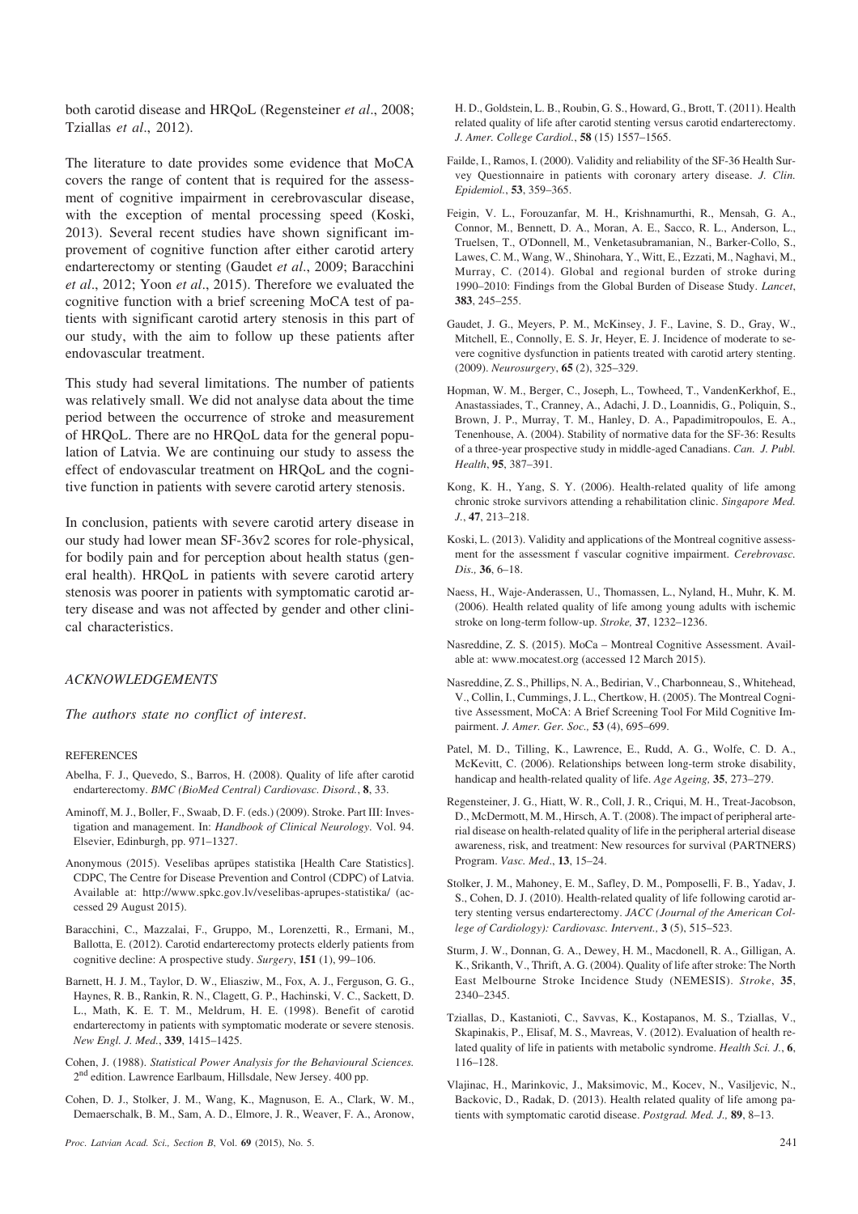both carotid disease and HRQoL (Regensteiner *et al*., 2008; Tziallas *et al*., 2012).

The literature to date provides some evidence that MoCA covers the range of content that is required for the assessment of cognitive impairment in cerebrovascular disease, with the exception of mental processing speed (Koski, 2013). Several recent studies have shown significant improvement of cognitive function after either carotid artery endarterectomy or stenting (Gaudet *et al*., 2009; Baracchini *et al*., 2012; Yoon *et al*., 2015). Therefore we evaluated the cognitive function with a brief screening MoCA test of patients with significant carotid artery stenosis in this part of our study, with the aim to follow up these patients after endovascular treatment.

This study had several limitations. The number of patients was relatively small. We did not analyse data about the time period between the occurrence of stroke and measurement of HRQoL. There are no HRQoL data for the general population of Latvia. We are continuing our study to assess the effect of endovascular treatment on HRQoL and the cognitive function in patients with severe carotid artery stenosis.

In conclusion, patients with severe carotid artery disease in our study had lower mean SF-36v2 scores for role-physical, for bodily pain and for perception about health status (general health). HRQoL in patients with severe carotid artery stenosis was poorer in patients with symptomatic carotid artery disease and was not affected by gender and other clinical characteristics.

## ACKNOWLEDGEMENTS

*The authors state no conflict of interest.*

## REFERENCES

Abelha, F. J., Quevedo, S., Barros, H. (2008). Quality of life after carotid endarterectomy. *BMC (BioMed Central) Cardiovasc. Disord.*, **8**, 33.

Aminoff, M. J., Boller, F., Swaab, D. F. (eds.) (2009). Stroke. Part III: Investigation and management. In: *Handbook of Clinical Neurology*. Vol. 94. Elsevier, Edinburgh, pp. 971–1327.

Anonymous (2015). Veselības aprūpes statistika [Health Care Statistics]. CDPC, The Centre for Disease Prevention and Control (CDPC) of Latvia. Available at: http://www.spkc.gov.lv/veselibas-aprupes-statistika/ (accessed 29 August 2015).

Baracchini, C., Mazzalai, F., Gruppo, M., Lorenzetti, R., Ermani, M., Ballotta, E. (2012). Carotid endarterectomy protects elderly patients from cognitive decline: A prospective study. *Surgery*, **151** (1), 99–106.

Barnett, H. J. M., Taylor, D. W., Eliasziw, M., Fox, A. J., Ferguson, G. G., Haynes, R. B., Rankin, R. N., Clagett, G. P., Hachinski, V. C., Sackett, D. L., Math, K. E. T. M., Meldrum, H. E. (1998). Benefit of carotid endarterectomy in patients with symptomatic moderate or severe stenosis. *New Engl. J. Med.*, **339**, 1415–1425.

Cohen, J. (1988). *Statistical Power Analysis for the Behavioural Sciences.* 2nd edition. Lawrence Earlbaum, Hillsdale, New Jersey. 400 pp.

Cohen, D. J., Stolker, J. M., Wang, K., Magnuson, E. A., Clark, W. M., Demaerschalk, B. M., Sam, A. D., Elmore, J. R., Weaver, F. A., Aronow, H. D., Goldstein, L. B., Roubin, G. S., Howard, G., Brott, T. (2011). Health related quality of life after carotid stenting versus carotid endarterectomy. *J. Amer. College Cardiol.*, **58** (15) 1557–1565.

Failde, I., Ramos, I. (2000). Validity and reliability of the SF-36 Health Survey Questionnaire in patients with coronary artery disease. *J. Clin. Epidemiol.*, **53**, 359–365.

Feigin, V. L., Forouzanfar, M. H., Krishnamurthi, R., Mensah, G. A., Connor, M., Bennett, D. A., Moran, A. E., Sacco, R. L., Anderson, L., Truelsen, T., O'Donnell, M., Venketasubramanian, N., Barker-Collo, S., Lawes, C. M., Wang, W., Shinohara, Y., Witt, E., Ezzati, M., Naghavi, M., Murray, C. (2014). Global and regional burden of stroke during 1990–2010: Findings from the Global Burden of Disease Study. *Lancet*, **383**, 245–255.

Gaudet, J. G., Meyers, P. M., McKinsey, J. F., Lavine, S. D., Gray, W., Mitchell, E., Connolly, E. S. Jr, Heyer, E. J. Incidence of moderate to severe cognitive dysfunction in patients treated with carotid artery stenting. (2009). *Neurosurgery*, **65** (2), 325–329.

Hopman, W. M., Berger, C., Joseph, L., Towheed, T., VandenKerkhof, E., Anastassiades, T., Cranney, A., Adachi, J. D., Loannidis, G., Poliquin, S., Brown, J. P., Murray, T. M., Hanley, D. A., Papadimitropoulos, E. A., Tenenhouse, A. (2004). Stability of normative data for the SF-36: Results of a three-year prospective study in middle-aged Canadians. *Can. J. Publ. Health*, **95**, 387–391.

Kong, K. H., Yang, S. Y. (2006). Health-related quality of life among chronic stroke survivors attending a rehabilitation clinic. *Singapore Med. J.*, **47**, 213–218.

Koski, L. (2013). Validity and applications of the Montreal cognitive assessment for the assessment f vascular cognitive impairment. *Cerebrovasc. Dis.,* **36**, 6–18.

Naess, H., Waje-Anderassen, U., Thomassen, L., Nyland, H., Muhr, K. M. (2006). Health related quality of life among young adults with ischemic stroke on long-term follow-up. *Stroke,* **37**, 1232–1236.

Nasreddine, Z. S. (2015). MoCa – Montreal Cognitive Assessment. Available at: www.mocatest.org (accessed 12 March 2015).

Nasreddine, Z. S., Phillips, N. A., Bedirian, V., Charbonneau, S., Whitehead, V., Collin, I., Cummings, J. L., Chertkow, H. (2005). The Montreal Cognitive Assessment, MoCA: A Brief Screening Tool For Mild Cognitive Impairment. *J. Amer. Ger. Soc.,* **53** (4), 695–699.

Patel, M. D., Tilling, K., Lawrence, E., Rudd, A. G., Wolfe, C. D. A., McKevitt, C. (2006). Relationships between long-term stroke disability, handicap and health-related quality of life. *Age Ageing,* **35**, 273–279.

Regensteiner, J. G., Hiatt, W. R., Coll, J. R., Criqui, M. H., Treat-Jacobson, D., McDermott, M. M., Hirsch, A. T. (2008). The impact of peripheral arterial disease on health-related quality of life in the peripheral arterial disease awareness, risk, and treatment: New resources for survival (PARTNERS) Program. *Vasc. Med*., **13**, 15–24.

Stolker, J. M., Mahoney, E. M., Safley, D. M., Pomposelli, F. B., Yadav, J. S., Cohen, D. J. (2010). Health-related quality of life following carotid artery stenting versus endarterectomy. *JACC (Journal of the American College of Cardiology): Cardiovasc. Intervent.,* **3** (5), 515–523.

Sturm, J. W., Donnan, G. A., Dewey, H. M., Macdonell, R. A., Gilligan, A. K., Srikanth, V., Thrift, A. G. (2004). Quality of life after stroke: The North East Melbourne Stroke Incidence Study (NEMESIS). *Stroke*, **35**, 2340–2345.

Tziallas, D., Kastanioti, C., Savvas, K., Kostapanos, M. S., Tziallas, V., Skapinakis, P., Elisaf, M. S., Mavreas, V. (2012). Evaluation of health related quality of life in patients with metabolic syndrome. *Health Sci. J.*, **6**, 116–128.

Vlajinac, H., Marinkovic, J., Maksimovic, M., Kocev, N., Vasiljevic, N., Backovic, D., Radak, D. (2013). Health related quality of life among patients with symptomatic carotid disease. *Postgrad. Med. J.,* **89**, 8–13.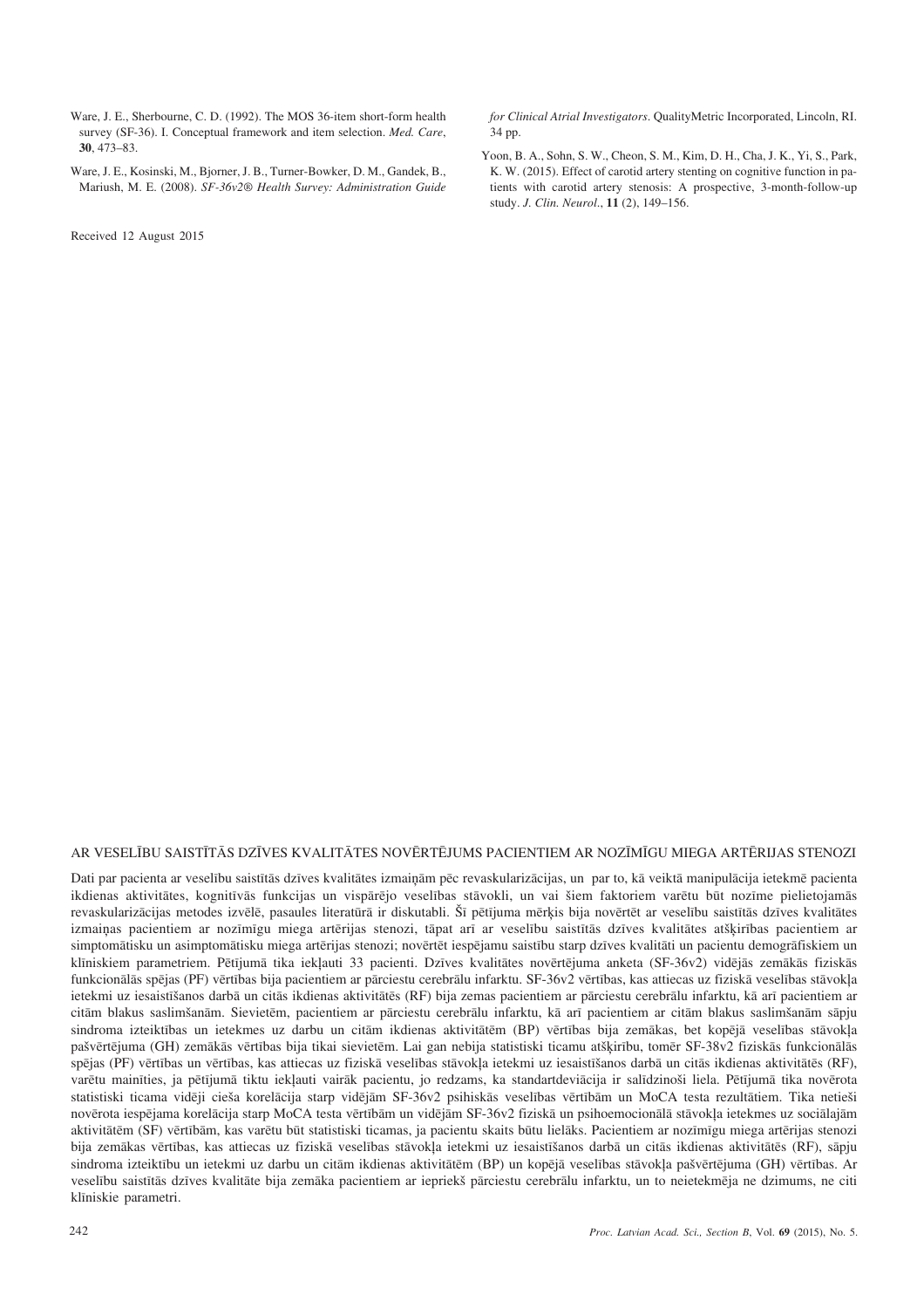Ware, J. E., Sherbourne, C. D. (1992). The MOS 36-item short-form health survey (SF-36). I. Conceptual framework and item selection. *Med. Care*, **30**, 473–83.

Ware, J. E., Kosinski, M., Bjorner, J. B., Turner-Bowker, D. M., Gandek, B., Mariush, M. E. (2008). *SF-36v2® Health Survey: Administration Guide for Clinical Atrial Investigators*. QualityMetric Incorporated, Lincoln, RI. 34 pp.

Yoon, B. A., Sohn, S. W., Cheon, S. M., Kim, D. H., Cha, J. K., Yi, S., Park, K. W. (2015). Effect of carotid artery stenting on cognitive function in patients with carotid artery stenosis: A prospective, 3-month-follow-up study. *J. Clin. Neurol.*, **11** (2), 149–156.

Received 12 August 2015

## AR VESELĪBU SAISTĪTĀS DZĪVES KVALITĀTES NOVĒRTĒJUMS PACIENTIEM AR NOZĪMĪGU MIEGA ARTĒRIJAS STENOZI

Dati par pacienta ar veselību saistītās dzīves kvalitātes izmaiņām pēc revaskularizācijas, un par to, kā veiktā manipulācija ietekmē pacienta ikdienas aktivitātes, kognitīvās funkcijas un vispārējo veselības stāvokli, un vai šiem faktoriem varētu būt nozīme pielietojamās revaskularizācijas metodes izvēlē, pasaules literatūrā ir diskutabli. Šī pētījuma mērķis bija novērtēt ar veselību saistītās dzīves kvalitātes izmaiņas pacientiem ar nozīmīgu miega artērijas stenozi, tāpat arī ar veselību saistītās dzīves kvalitātes atšķirības pacientiem ar simptomātisku un asimptomātisku miega artērijas stenozi; novērtēt iespējamu saistību starp dzīves kvalitāti un pacientu demogrāfiskiem un klīniskiem parametriem. Pētījumā tika iekļauti 33 pacienti. Dzīves kvalitātes novērtējuma anketa (SF-36v2) vidējās zemākās fiziskās funkcionālās spējas (PF) vērtības bija pacientiem ar pārciestu cerebrālu infarktu. SF-36v2 vērtības, kas attiecas uz fiziskā veselības stāvokļa ietekmi uz iesaistīšanos darbā un citās ikdienas aktivitātēs (RF) bija zemas pacientiem ar pārciestu cerebrālu infarktu, kā arī pacientiem ar citām blakus saslimšanām. Sievietēm, pacientiem ar pārciestu cerebrālu infarktu, kā arī pacientiem ar citām blakus saslimšanām sāpju sindroma izteiktības un ietekmes uz darbu un citām ikdienas aktivitātēm (BP) vērtības bija zemākas, bet kopējā veselības stāvokļa pašvērtējuma (GH) zemākās vērtības bija tikai sievietēm. Lai gan nebija statistiski ticamu atšķirību, tomēr SF-38v2 fiziskās funkcionālās spējas (PF) vērtības un vērtības, kas attiecas uz fiziskā veselības stāvokļa ietekmi uz iesaistīšanos darbā un citās ikdienas aktivitātēs (RF), varētu mainīties, ja pētījumā tiktu iekļauti vairāk pacientu, jo redzams, ka standartdeviācija ir salīdzinoši liela. Pētījumā tika novērota statistiski ticama vidēji cieša korelācija starp vidējām SF-36v2 psihiskās veselības vērtībām un MoCA testa rezultātiem. Tika netieši novērota iespējama korelācija starp MoCA testa vērtībām un vidējām SF-36v2 fiziskā un psihoemocionālā stāvokļa ietekmes uz sociālajām aktivitātēm (SF) vērtībām, kas varētu būt statistiski ticamas, ja pacientu skaits būtu lielāks. Pacientiem ar nozīmīgu miega artērijas stenozi bija zemākas vērtības, kas attiecas uz fiziskā veselības stāvokļa ietekmi uz iesaistīšanos darbā un citās ikdienas aktivitātēs (RF), sāpju sindroma izteiktību un ietekmi uz darbu un citām ikdienas aktivitātēm (BP) un kopējā veselības stāvokļa pašvērtējuma (GH) vērtības. Ar veselību saistītās dzīves kvalitāte bija zemāka pacientiem ar iepriekš pārciestu cerebrālu infarktu, un to neietekmēja ne dzimums, ne citi klīniskie parametri.